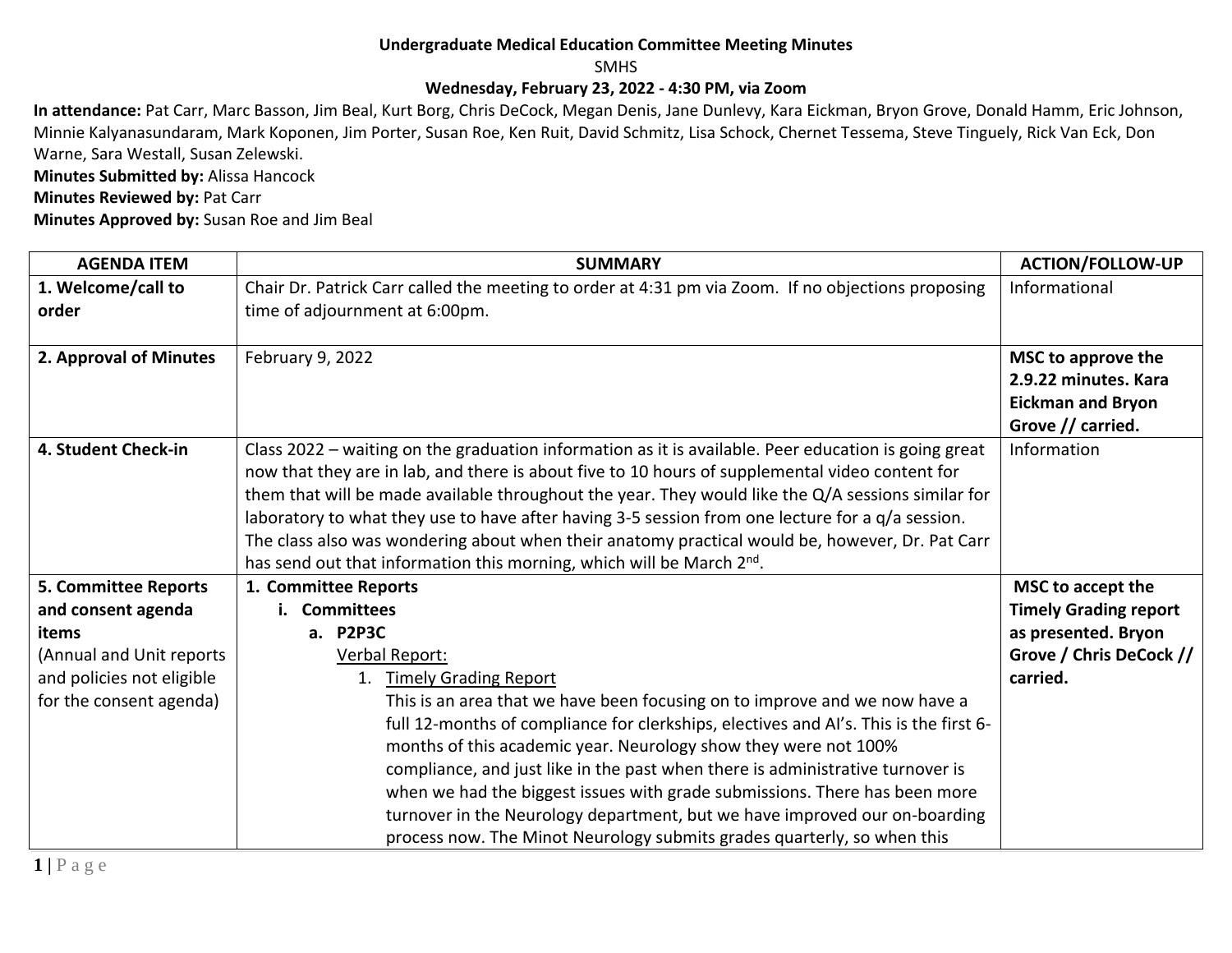**Undergraduate Medical Education Committee Meeting Minutes**

SMHS

**Wednesday, February 23, 2022 - 4:30 PM, via Zoom**

**In attendance:** Pat Carr, Marc Basson, Jim Beal, Kurt Borg, Chris DeCock, Megan Denis, Jane Dunlevy, Kara Eickman, Bryon Grove, Donald Hamm, Eric Johnson, Minnie Kalyanasundaram, Mark Koponen, Jim Porter, Susan Roe, Ken Ruit, David Schmitz, Lisa Schock, Chernet Tessema, Steve Tinguely, Rick Van Eck, Don Warne, Sara Westall, Susan Zelewski.

**Minutes Submitted by:** Alissa Hancock

**Minutes Reviewed by:** Pat Carr

**Minutes Approved by:** Susan Roe and Jim Beal

| AGENDA ITEM | SUMMARY | ACTION/FOLLOW-UP |
|---|---|---|
| **1. Welcome/call to order** | Chair Dr. Patrick Carr called the meeting to order at 4:31 pm via Zoom. If no objections proposing time of adjournment at 6:00pm. | Informational |
| **2. Approval of Minutes** | February 9, 2022 | **MSC to approve the 2.9.22 minutes. Kara Eickman and Bryon Grove // carried.** |
| **4. Student Check-in** | Class 2022 – waiting on the graduation information as it is available. Peer education is going great now that they are in lab, and there is about five to 10 hours of supplemental video content for them that will be made available throughout the year. They would like the Q/A sessions similar for laboratory to what they use to have after having 3-5 session from one lecture for a q/a session. The class also was wondering about when their anatomy practical would be, however, Dr. Pat Carr has send out that information this morning, which will be March 2nd. | Information |
| **5. Committee Reports and consent agenda items** (Annual and Unit reports and policies not eligible for the consent agenda) | **1. Committee Reports**<br>**i. Committees**<br>**a. P2P3C**<br>Verbal Report:<br>1. Timely Grading Report<br>This is an area that we have been focusing on to improve and we now have a full 12-months of compliance for clerkships, electives and AI's. This is the first 6-months of this academic year. Neurology show they were not 100% compliance, and just like in the past when there is administrative turnover is when we had the biggest issues with grade submissions. There has been more turnover in the Neurology department, but we have improved our on-boarding process now. The Minot Neurology submits grades quarterly, so when this | **MSC to accept the Timely Grading report as presented. Bryon Grove / Chris DeCock // carried.** |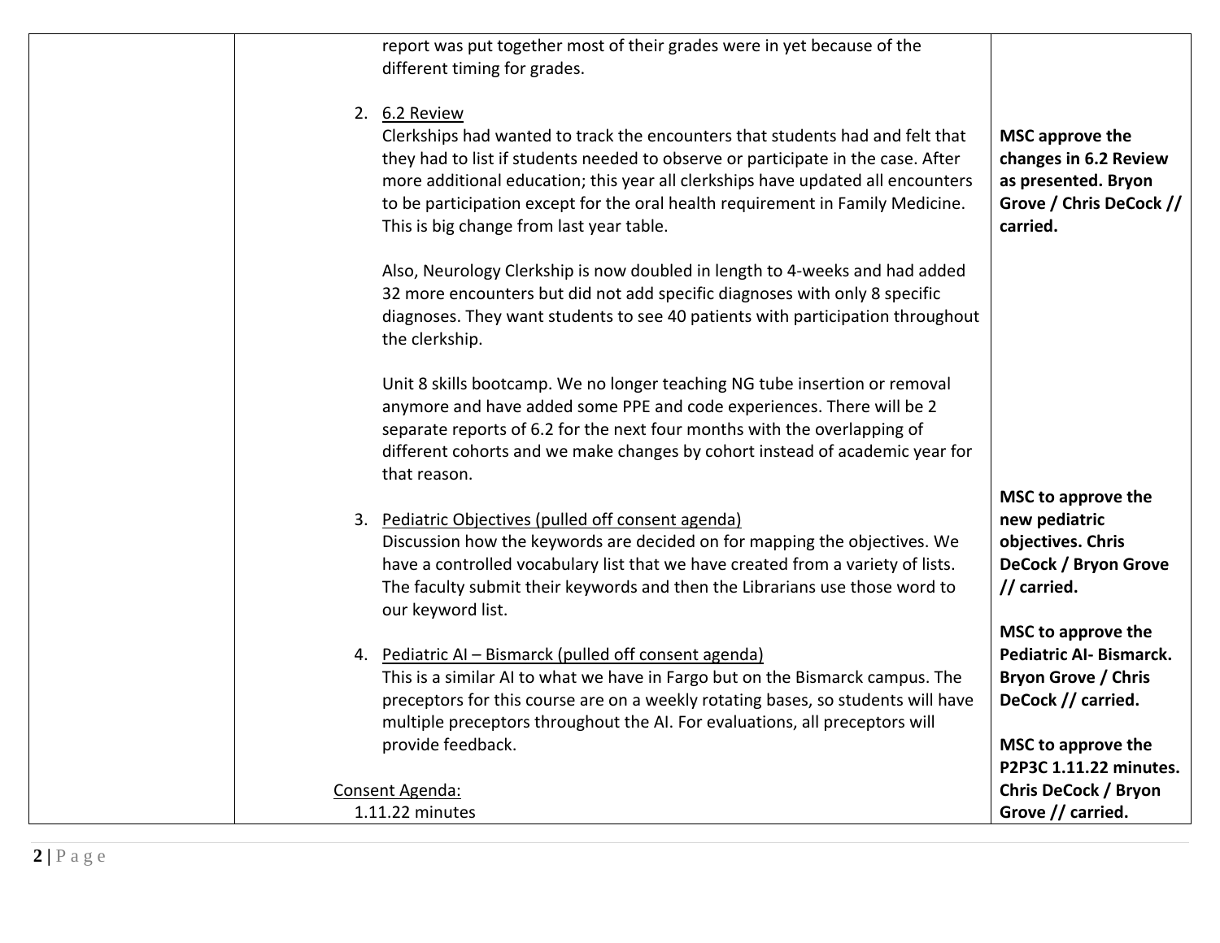| | | |
|---|---|---|
| | report was put together most of their grades were in yet because of the different timing for grades.<br><br>2. 6.2 Review<br>Clerkships had wanted to track the encounters that students had and felt that they had to list if students needed to observe or participate in the case. After more additional education; this year all clerkships have updated all encounters to be participation except for the oral health requirement in Family Medicine. This is big change from last year table.<br><br>Also, Neurology Clerkship is now doubled in length to 4-weeks and had added 32 more encounters but did not add specific diagnoses with only 8 specific diagnoses. They want students to see 40 patients with participation throughout the clerkship.<br><br>Unit 8 skills bootcamp. We no longer teaching NG tube insertion or removal anymore and have added some PPE and code experiences. There will be 2 separate reports of 6.2 for the next four months with the overlapping of different cohorts and we make changes by cohort instead of academic year for that reason.<br><br>3. Pediatric Objectives (pulled off consent agenda)<br>Discussion how the keywords are decided on for mapping the objectives. We have a controlled vocabulary list that we have created from a variety of lists. The faculty submit their keywords and then the Librarians use those word to our keyword list.<br><br>4. Pediatric AI – Bismarck (pulled off consent agenda)<br>This is a similar AI to what we have in Fargo but on the Bismarck campus. The preceptors for this course are on a weekly rotating bases, so students will have multiple preceptors throughout the AI. For evaluations, all preceptors will provide feedback.<br><br>Consent Agenda:<br>1.11.22 minutes | **MSC approve the changes in 6.2 Review as presented. Bryon Grove / Chris DeCock // carried.**<br><br>**MSC to approve the new pediatric objectives. Chris DeCock / Bryon Grove // carried.**<br><br>**MSC to approve the Pediatric AI- Bismarck. Bryon Grove / Chris DeCock // carried.**<br><br>**MSC to approve the P2P3C 1.11.22 minutes. Chris DeCock / Bryon Grove // carried.** |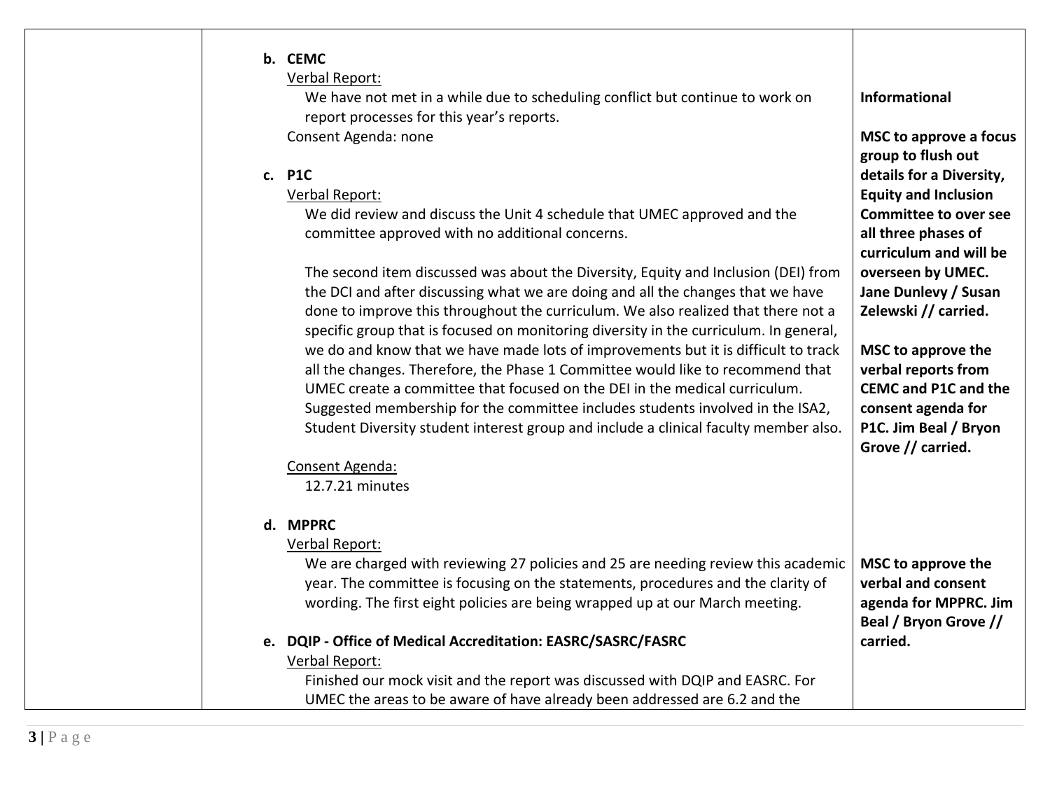| | | |
|---|---|---|
| | **b. CEMC**<br>Verbal Report:<br>We have not met in a while due to scheduling conflict but continue to work on report processes for this year's reports.<br>Consent Agenda: none<br><br>**c. P1C**<br>Verbal Report:<br>We did review and discuss the Unit 4 schedule that UMEC approved and the committee approved with no additional concerns.<br><br>The second item discussed was about the Diversity, Equity and Inclusion (DEI) from the DCI and after discussing what we are doing and all the changes that we have done to improve this throughout the curriculum. We also realized that there not a specific group that is focused on monitoring diversity in the curriculum. In general, we do and know that we have made lots of improvements but it is difficult to track all the changes. Therefore, the Phase 1 Committee would like to recommend that UMEC create a committee that focused on the DEI in the medical curriculum. Suggested membership for the committee includes students involved in the ISA2, Student Diversity student interest group and include a clinical faculty member also.<br><br>Consent Agenda:<br>12.7.21 minutes<br><br>**d. MPPRC**<br>Verbal Report:<br>We are charged with reviewing 27 policies and 25 are needing review this academic year. The committee is focusing on the statements, procedures and the clarity of wording. The first eight policies are being wrapped up at our March meeting.<br><br>**e. DQIP - Office of Medical Accreditation: EASRC/SASRC/FASRC**<br>Verbal Report:<br>Finished our mock visit and the report was discussed with DQIP and EASRC. For UMEC the areas to be aware of have already been addressed are 6.2 and the | **Informational**<br><br>**MSC to approve a focus group to flush out details for a Diversity, Equity and Inclusion Committee to over see all three phases of curriculum and will be overseen by UMEC. Jane Dunlevy / Susan Zelewski // carried.**<br><br>**MSC to approve the verbal reports from CEMC and P1C and the consent agenda for P1C. Jim Beal / Bryon Grove // carried.**<br><br>**MSC to approve the verbal and consent agenda for MPPRC. Jim Beal / Bryon Grove // carried.** |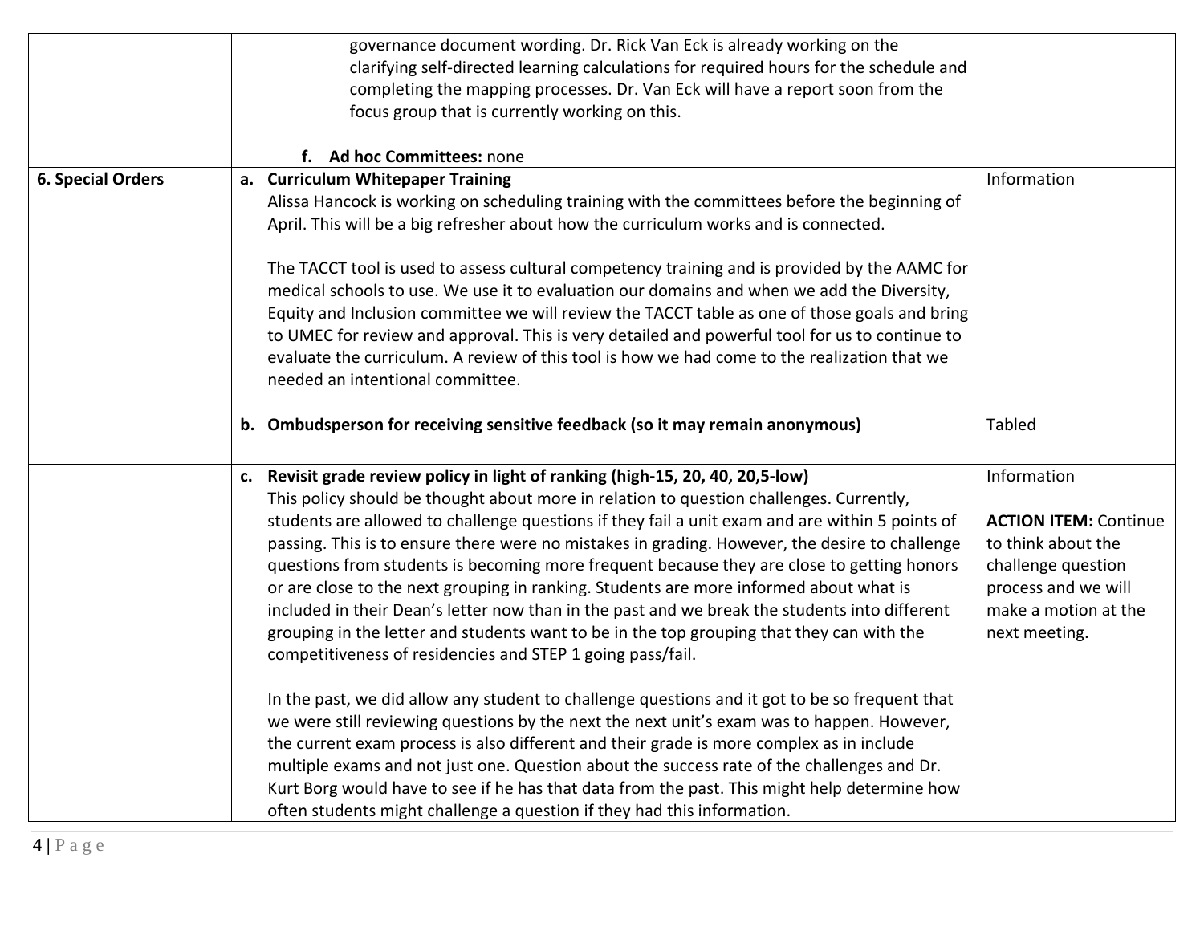| | | |
|---|---|---|
| | governance document wording. Dr. Rick Van Eck is already working on the clarifying self-directed learning calculations for required hours for the schedule and completing the mapping processes. Dr. Van Eck will have a report soon from the focus group that is currently working on this.<br><br>**f. Ad hoc Committees:** none | |
| **6. Special Orders** | **a. Curriculum Whitepaper Training**<br>Alissa Hancock is working on scheduling training with the committees before the beginning of April. This will be a big refresher about how the curriculum works and is connected.<br><br>The TACCT tool is used to assess cultural competency training and is provided by the AAMC for medical schools to use. We use it to evaluation our domains and when we add the Diversity, Equity and Inclusion committee we will review the TACCT table as one of those goals and bring to UMEC for review and approval. This is very detailed and powerful tool for us to continue to evaluate the curriculum. A review of this tool is how we had come to the realization that we needed an intentional committee. | Information |
| | **b. Ombudsperson for receiving sensitive feedback (so it may remain anonymous)** | Tabled |
| | **c. Revisit grade review policy in light of ranking (high-15, 20, 40, 20,5-low)**<br>This policy should be thought about more in relation to question challenges. Currently, students are allowed to challenge questions if they fail a unit exam and are within 5 points of passing. This is to ensure there were no mistakes in grading. However, the desire to challenge questions from students is becoming more frequent because they are close to getting honors or are close to the next grouping in ranking. Students are more informed about what is included in their Dean's letter now than in the past and we break the students into different grouping in the letter and students want to be in the top grouping that they can with the competitiveness of residencies and STEP 1 going pass/fail.<br><br>In the past, we did allow any student to challenge questions and it got to be so frequent that we were still reviewing questions by the next the next unit's exam was to happen. However, the current exam process is also different and their grade is more complex as in include multiple exams and not just one. Question about the success rate of the challenges and Dr. Kurt Borg would have to see if he has that data from the past. This might help determine how often students might challenge a question if they had this information. | Information<br><br>**ACTION ITEM:** Continue to think about the challenge question process and we will make a motion at the next meeting. |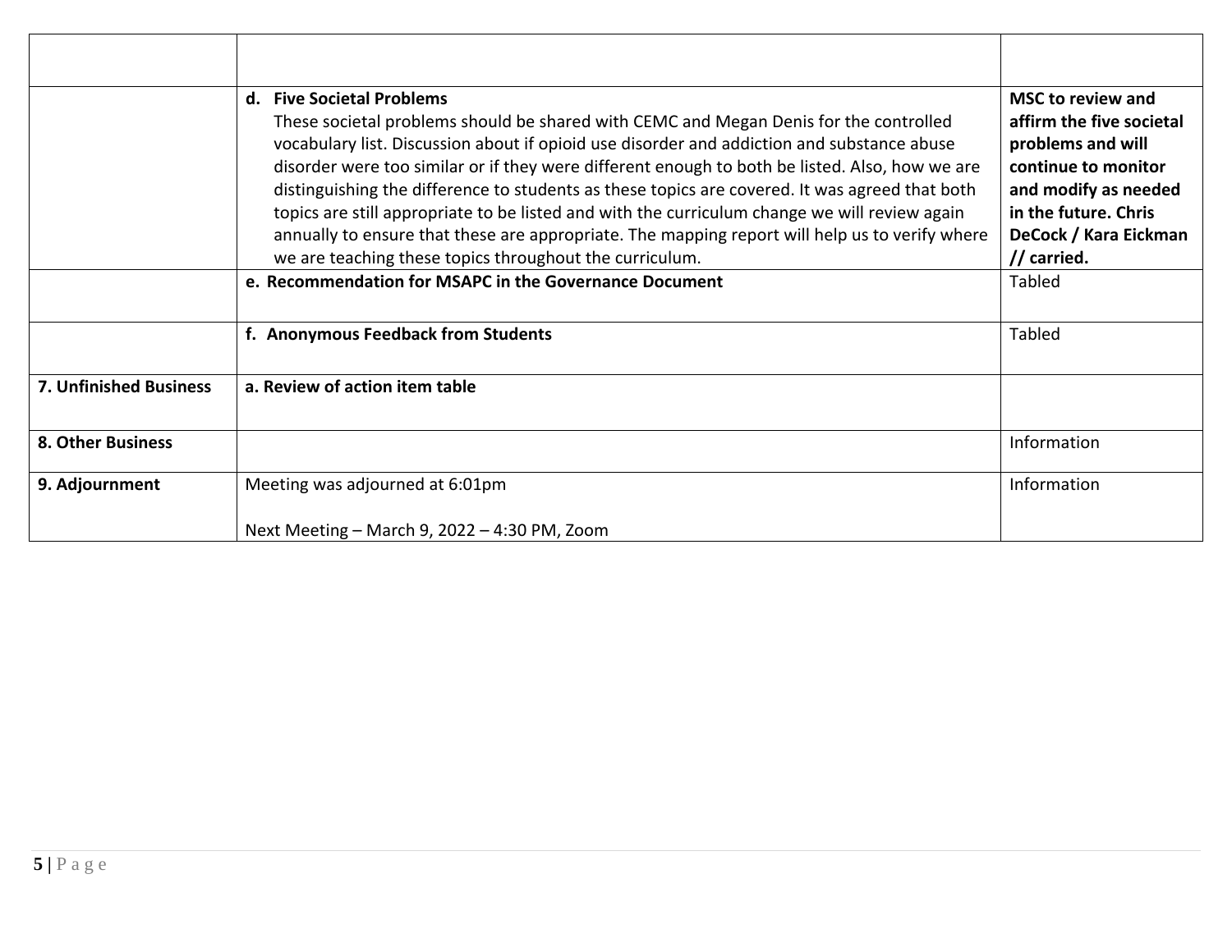| | | |
|---|---|---|
| | | |
| | **d. Five Societal Problems**<br>These societal problems should be shared with CEMC and Megan Denis for the controlled vocabulary list. Discussion about if opioid use disorder and addiction and substance abuse disorder were too similar or if they were different enough to both be listed. Also, how we are distinguishing the difference to students as these topics are covered. It was agreed that both topics are still appropriate to be listed and with the curriculum change we will review again annually to ensure that these are appropriate. The mapping report will help us to verify where we are teaching these topics throughout the curriculum. | **MSC to review and affirm the five societal problems and will continue to monitor and modify as needed in the future. Chris DeCock / Kara Eickman // carried.** |
| | **e. Recommendation for MSAPC in the Governance Document** | Tabled |
| | **f. Anonymous Feedback from Students** | Tabled |
| **7. Unfinished Business** | **a. Review of action item table** | |
| **8. Other Business** | | Information |
| **9. Adjournment** | Meeting was adjourned at 6:01pm<br><br>Next Meeting – March 9, 2022 – 4:30 PM, Zoom | Information |